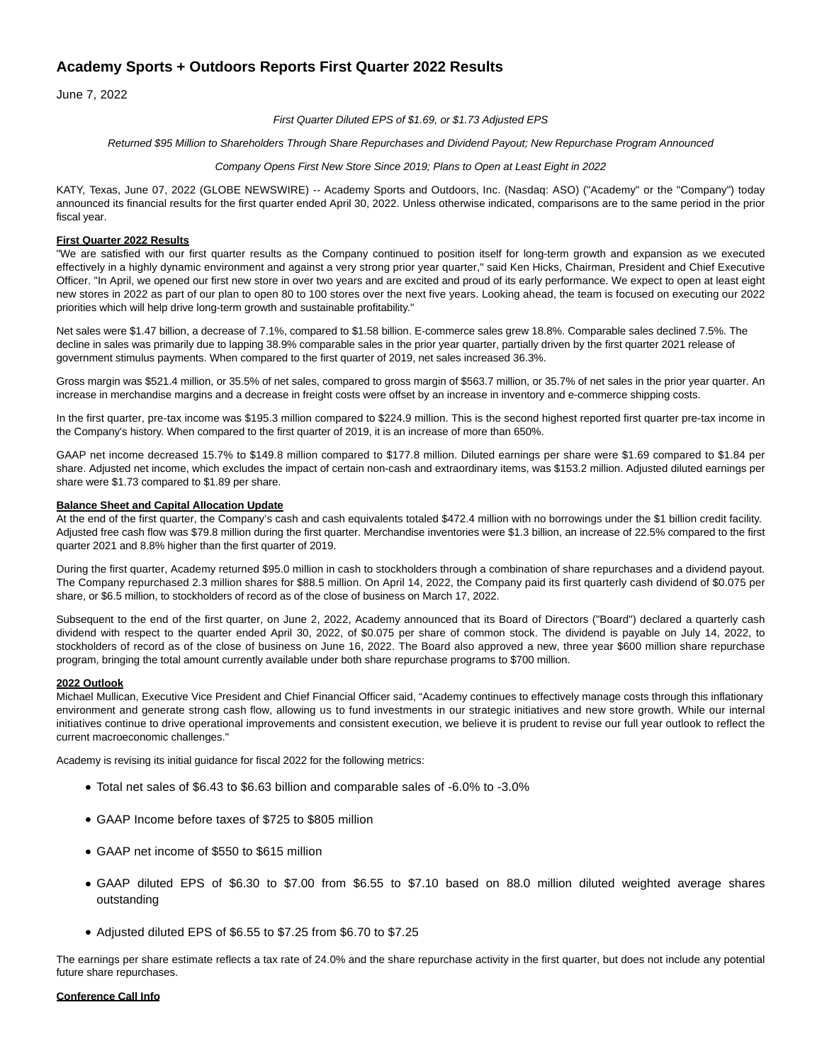# Academy Sports + Outdoors Reports First Quarter 2022 Results

June 7, 2022

*First Quarter Diluted EPS of $1.69, or $1.73 Adjusted EPS*

*Returned $95 Million to Shareholders Through Share Repurchases and Dividend Payout; New Repurchase Program Announced*

*Company Opens First New Store Since 2019; Plans to Open at Least Eight in 2022*

KATY, Texas, June 07, 2022 (GLOBE NEWSWIRE) -- Academy Sports and Outdoors, Inc. (Nasdaq: ASO) ("Academy" or the "Company") today announced its financial results for the first quarter ended April 30, 2022. Unless otherwise indicated, comparisons are to the same period in the prior fiscal year.

**First Quarter 2022 Results**

"We are satisfied with our first quarter results as the Company continued to position itself for long-term growth and expansion as we executed effectively in a highly dynamic environment and against a very strong prior year quarter," said Ken Hicks, Chairman, President and Chief Executive Officer. "In April, we opened our first new store in over two years and are excited and proud of its early performance. We expect to open at least eight new stores in 2022 as part of our plan to open 80 to 100 stores over the next five years. Looking ahead, the team is focused on executing our 2022 priorities which will help drive long-term growth and sustainable profitability."

Net sales were $1.47 billion, a decrease of 7.1%, compared to $1.58 billion. E-commerce sales grew 18.8%. Comparable sales declined 7.5%. The decline in sales was primarily due to lapping 38.9% comparable sales in the prior year quarter, partially driven by the first quarter 2021 release of government stimulus payments. When compared to the first quarter of 2019, net sales increased 36.3%.

Gross margin was $521.4 million, or 35.5% of net sales, compared to gross margin of $563.7 million, or 35.7% of net sales in the prior year quarter. An increase in merchandise margins and a decrease in freight costs were offset by an increase in inventory and e-commerce shipping costs.

In the first quarter, pre-tax income was $195.3 million compared to $224.9 million. This is the second highest reported first quarter pre-tax income in the Company's history. When compared to the first quarter of 2019, it is an increase of more than 650%.

GAAP net income decreased 15.7% to $149.8 million compared to $177.8 million. Diluted earnings per share were $1.69 compared to $1.84 per share. Adjusted net income, which excludes the impact of certain non-cash and extraordinary items, was $153.2 million. Adjusted diluted earnings per share were $1.73 compared to $1.89 per share.

**Balance Sheet and Capital Allocation Update**

At the end of the first quarter, the Company's cash and cash equivalents totaled $472.4 million with no borrowings under the $1 billion credit facility. Adjusted free cash flow was $79.8 million during the first quarter. Merchandise inventories were $1.3 billion, an increase of 22.5% compared to the first quarter 2021 and 8.8% higher than the first quarter of 2019.

During the first quarter, Academy returned $95.0 million in cash to stockholders through a combination of share repurchases and a dividend payout. The Company repurchased 2.3 million shares for $88.5 million. On April 14, 2022, the Company paid its first quarterly cash dividend of $0.075 per share, or $6.5 million, to stockholders of record as of the close of business on March 17, 2022.

Subsequent to the end of the first quarter, on June 2, 2022, Academy announced that its Board of Directors ("Board") declared a quarterly cash dividend with respect to the quarter ended April 30, 2022, of $0.075 per share of common stock. The dividend is payable on July 14, 2022, to stockholders of record as of the close of business on June 16, 2022. The Board also approved a new, three year $600 million share repurchase program, bringing the total amount currently available under both share repurchase programs to $700 million.

**2022 Outlook**

Michael Mullican, Executive Vice President and Chief Financial Officer said, "Academy continues to effectively manage costs through this inflationary environment and generate strong cash flow, allowing us to fund investments in our strategic initiatives and new store growth. While our internal initiatives continue to drive operational improvements and consistent execution, we believe it is prudent to revise our full year outlook to reflect the current macroeconomic challenges."

Academy is revising its initial guidance for fiscal 2022 for the following metrics:

- Total net sales of $6.43 to $6.63 billion and comparable sales of -6.0% to -3.0%
- GAAP Income before taxes of $725 to $805 million
- GAAP net income of $550 to $615 million
- GAAP diluted EPS of $6.30 to $7.00 from $6.55 to $7.10 based on 88.0 million diluted weighted average shares outstanding
- Adjusted diluted EPS of $6.55 to $7.25 from $6.70 to $7.25

The earnings per share estimate reflects a tax rate of 24.0% and the share repurchase activity in the first quarter, but does not include any potential future share repurchases.

**Conference Call Info**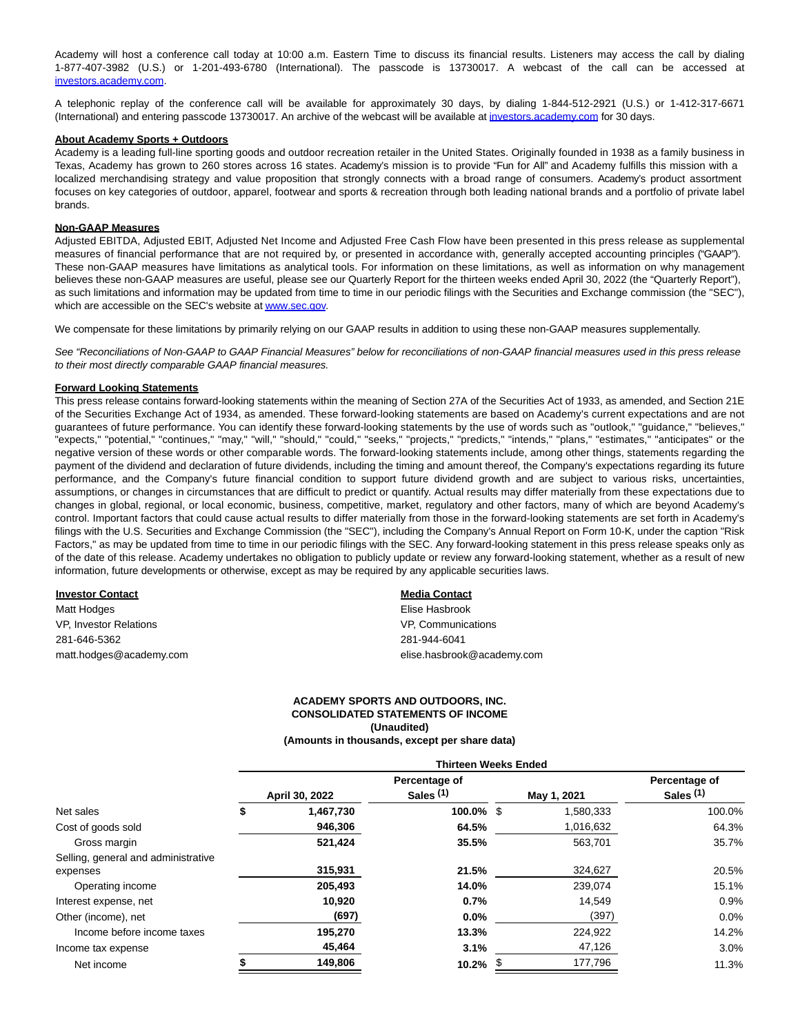Academy will host a conference call today at 10:00 a.m. Eastern Time to discuss its financial results. Listeners may access the call by dialing 1-877-407-3982 (U.S.) or 1-201-493-6780 (International). The passcode is 13730017. A webcast of the call can be accessed at investors.academy.com.

A telephonic replay of the conference call will be available for approximately 30 days, by dialing 1-844-512-2921 (U.S.) or 1-412-317-6671 (International) and entering passcode 13730017. An archive of the webcast will be available at investors.academy.com for 30 days.

**About Academy Sports + Outdoors**

Academy is a leading full-line sporting goods and outdoor recreation retailer in the United States. Originally founded in 1938 as a family business in Texas, Academy has grown to 260 stores across 16 states. Academy's mission is to provide "Fun for All" and Academy fulfills this mission with a localized merchandising strategy and value proposition that strongly connects with a broad range of consumers. Academy's product assortment focuses on key categories of outdoor, apparel, footwear and sports & recreation through both leading national brands and a portfolio of private label brands.

**Non-GAAP Measures**

Adjusted EBITDA, Adjusted EBIT, Adjusted Net Income and Adjusted Free Cash Flow have been presented in this press release as supplemental measures of financial performance that are not required by, or presented in accordance with, generally accepted accounting principles ("GAAP"). These non-GAAP measures have limitations as analytical tools. For information on these limitations, as well as information on why management believes these non-GAAP measures are useful, please see our Quarterly Report for the thirteen weeks ended April 30, 2022 (the "Quarterly Report"), as such limitations and information may be updated from time to time in our periodic filings with the Securities and Exchange commission (the "SEC"), which are accessible on the SEC's website at www.sec.gov.

We compensate for these limitations by primarily relying on our GAAP results in addition to using these non-GAAP measures supplementally.

*See "Reconciliations of Non-GAAP to GAAP Financial Measures" below for reconciliations of non-GAAP financial measures used in this press release to their most directly comparable GAAP financial measures.*

**Forward Looking Statements**

This press release contains forward-looking statements within the meaning of Section 27A of the Securities Act of 1933, as amended, and Section 21E of the Securities Exchange Act of 1934, as amended. These forward-looking statements are based on Academy's current expectations and are not guarantees of future performance. You can identify these forward-looking statements by the use of words such as "outlook," "guidance," "believes," "expects," "potential," "continues," "may," "will," "should," "could," "seeks," "projects," "predicts," "intends," "plans," "estimates," "anticipates" or the negative version of these words or other comparable words. The forward-looking statements include, among other things, statements regarding the payment of the dividend and declaration of future dividends, including the timing and amount thereof, the Company's expectations regarding its future performance, and the Company's future financial condition to support future dividend growth and are subject to various risks, uncertainties, assumptions, or changes in circumstances that are difficult to predict or quantify. Actual results may differ materially from these expectations due to changes in global, regional, or local economic, business, competitive, market, regulatory and other factors, many of which are beyond Academy's control. Important factors that could cause actual results to differ materially from those in the forward-looking statements are set forth in Academy's filings with the U.S. Securities and Exchange Commission (the "SEC"), including the Company's Annual Report on Form 10-K, under the caption "Risk Factors," as may be updated from time to time in our periodic filings with the SEC. Any forward-looking statement in this press release speaks only as of the date of this release. Academy undertakes no obligation to publicly update or review any forward-looking statement, whether as a result of new information, future developments or otherwise, except as may be required by any applicable securities laws.

**Investor Contact**
Matt Hodges
VP, Investor Relations
281-646-5362
matt.hodges@academy.com

**Media Contact**
Elise Hasbrook
VP, Communications
281-944-6041
elise.hasbrook@academy.com

**ACADEMY SPORTS AND OUTDOORS, INC.**
**CONSOLIDATED STATEMENTS OF INCOME**
**(Unaudited)**
**(Amounts in thousands, except per share data)**

| | Thirteen Weeks Ended | | | |
|---|---|---|---|---|
| | **April 30, 2022** | **Percentage of Sales (1)** | **May 1, 2021** | **Percentage of Sales (1)** |
| Net sales | **$ 1,467,730** | **100.0%** | $ 1,580,333 | 100.0% |
| Cost of goods sold | **946,306** | **64.5%** | 1,016,632 | 64.3% |
| Gross margin | **521,424** | **35.5%** | 563,701 | 35.7% |
| Selling, general and administrative expenses | **315,931** | **21.5%** | 324,627 | 20.5% |
| Operating income | **205,493** | **14.0%** | 239,074 | 15.1% |
| Interest expense, net | **10,920** | **0.7%** | 14,549 | 0.9% |
| Other (income), net | **(697)** | **0.0%** | (397) | 0.0% |
| Income before income taxes | **195,270** | **13.3%** | 224,922 | 14.2% |
| Income tax expense | **45,464** | **3.1%** | 47,126 | 3.0% |
| Net income | **$ 149,806** | **10.2%** | $ 177,796 | 11.3% |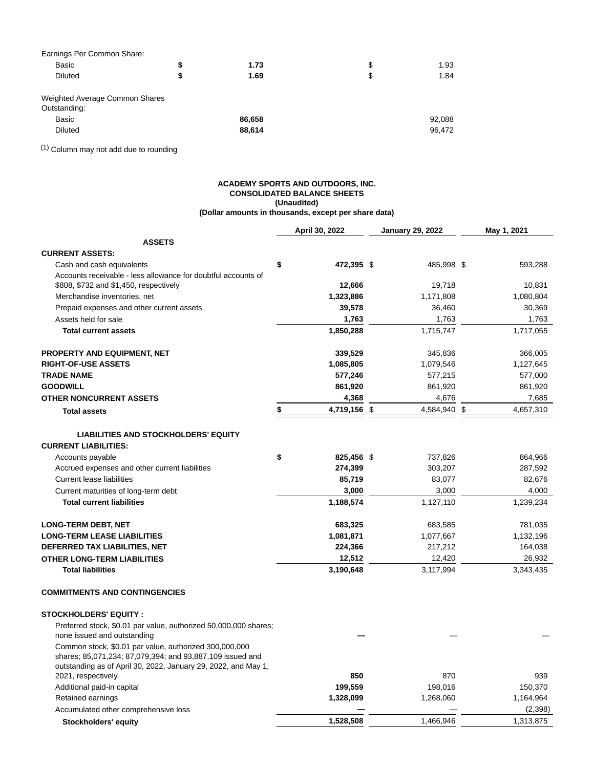| | | |
|---|---|---|
| Earnings Per Common Share: | | |
| Basic | **$ 1.73** | $ 1.93 |
| Diluted | **$ 1.69** | $ 1.84 |
| | | |
| Weighted Average Common Shares Outstanding: | | |
| Basic | **86,658** | 92,088 |
| Diluted | **88,614** | 96,472 |

(1) Column may not add due to rounding

**ACADEMY SPORTS AND OUTDOORS, INC.**
**CONSOLIDATED BALANCE SHEETS**
**(Unaudited)**
**(Dollar amounts in thousands, except per share data)**

| | April 30, 2022 | January 29, 2022 | May 1, 2021 |
|---|---|---|---|
| **ASSETS** | | | |
| **CURRENT ASSETS:** | | | |
| Cash and cash equivalents | **$ 472,395** | $ 485,998 | $ 593,288 |
| Accounts receivable - less allowance for doubtful accounts of $808, $732 and $1,450, respectively | **12,666** | 19,718 | 10,831 |
| Merchandise inventories, net | **1,323,886** | 1,171,808 | 1,080,804 |
| Prepaid expenses and other current assets | **39,578** | 36,460 | 30,369 |
| Assets held for sale | **1,763** | 1,763 | 1,763 |
| **Total current assets** | **1,850,288** | 1,715,747 | 1,717,055 |
| | | | |
| **PROPERTY AND EQUIPMENT, NET** | **339,529** | 345,836 | 366,005 |
| **RIGHT-OF-USE ASSETS** | **1,085,805** | 1,079,546 | 1,127,645 |
| **TRADE NAME** | **577,246** | 577,215 | 577,000 |
| **GOODWILL** | **861,920** | 861,920 | 861,920 |
| **OTHER NONCURRENT ASSETS** | **4,368** | 4,676 | 7,685 |
| **Total assets** | **$ 4,719,156** | $ 4,584,940 | $ 4,657,310 |
| | | | |
| **LIABILITIES AND STOCKHOLDERS' EQUITY** | | | |
| **CURRENT LIABILITIES:** | | | |
| Accounts payable | **$ 825,456** | $ 737,826 | 864,966 |
| Accrued expenses and other current liabilities | **274,399** | 303,207 | 287,592 |
| Current lease liabilities | **85,719** | 83,077 | 82,676 |
| Current maturities of long-term debt | **3,000** | 3,000 | 4,000 |
| **Total current liabilities** | **1,188,574** | 1,127,110 | 1,239,234 |
| | | | |
| **LONG-TERM DEBT, NET** | **683,325** | 683,585 | 781,035 |
| **LONG-TERM LEASE LIABILITIES** | **1,081,871** | 1,077,667 | 1,132,196 |
| **DEFERRED TAX LIABILITIES, NET** | **224,366** | 217,212 | 164,038 |
| **OTHER LONG-TERM LIABILITIES** | **12,512** | 12,420 | 26,932 |
| **Total liabilities** | **3,190,648** | 3,117,994 | 3,343,435 |
| | | | |
| **COMMITMENTS AND CONTINGENCIES** | | | |
| | | | |
| **STOCKHOLDERS' EQUITY :** | | | |
| Preferred stock, $0.01 par value, authorized 50,000,000 shares; none issued and outstanding | **—** | — | — |
| Common stock, $0.01 par value, authorized 300,000,000 shares; 85,071,234; 87,079,394; and 93,887,109 issued and outstanding as of April 30, 2022, January 29, 2022, and May 1, 2021, respectively. | **850** | 870 | 939 |
| Additional paid-in capital | **199,559** | 198,016 | 150,370 |
| Retained earnings | **1,328,099** | 1,268,060 | 1,164,964 |
| Accumulated other comprehensive loss | **—** | — | (2,398) |
| **Stockholders' equity** | **1,528,508** | 1,466,946 | 1,313,875 |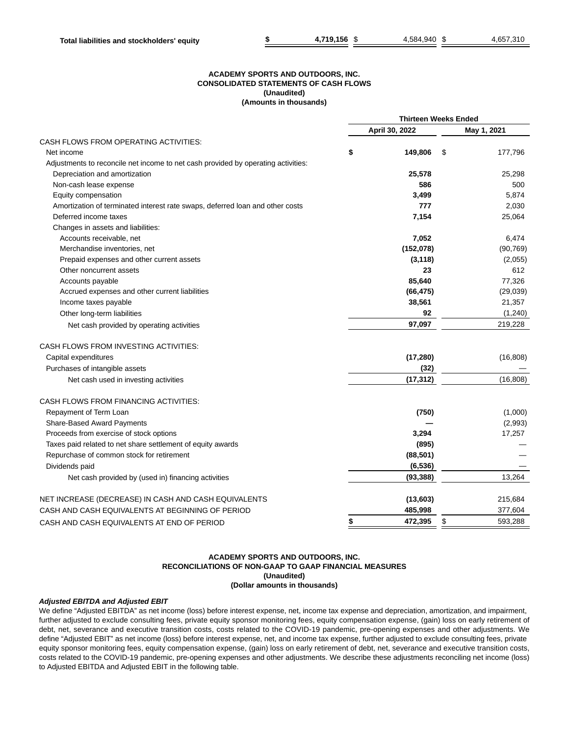| | | | |
|---|---|---|---|
| **Total liabilities and stockholders' equity** | **$ 4,719,156** | $ 4,584,940 | $ 4,657,310 |

**ACADEMY SPORTS AND OUTDOORS, INC.**
**CONSOLIDATED STATEMENTS OF CASH FLOWS**
**(Unaudited)**
**(Amounts in thousands)**

| | Thirteen Weeks Ended | |
|---|---|---|
| | **April 30, 2022** | **May 1, 2021** |
| CASH FLOWS FROM OPERATING ACTIVITIES: | | |
| Net income | **$ 149,806** | $ 177,796 |
| Adjustments to reconcile net income to net cash provided by operating activities: | | |
| Depreciation and amortization | **25,578** | 25,298 |
| Non-cash lease expense | **586** | 500 |
| Equity compensation | **3,499** | 5,874 |
| Amortization of terminated interest rate swaps, deferred loan and other costs | **777** | 2,030 |
| Deferred income taxes | **7,154** | 25,064 |
| Changes in assets and liabilities: | | |
| Accounts receivable, net | **7,052** | 6,474 |
| Merchandise inventories, net | **(152,078)** | (90,769) |
| Prepaid expenses and other current assets | **(3,118)** | (2,055) |
| Other noncurrent assets | **23** | 612 |
| Accounts payable | **85,640** | 77,326 |
| Accrued expenses and other current liabilities | **(66,475)** | (29,039) |
| Income taxes payable | **38,561** | 21,357 |
| Other long-term liabilities | **92** | (1,240) |
| Net cash provided by operating activities | **97,097** | 219,228 |
| CASH FLOWS FROM INVESTING ACTIVITIES: | | |
| Capital expenditures | **(17,280)** | (16,808) |
| Purchases of intangible assets | **(32)** | — |
| Net cash used in investing activities | **(17,312)** | (16,808) |
| CASH FLOWS FROM FINANCING ACTIVITIES: | | |
| Repayment of Term Loan | **(750)** | (1,000) |
| Share-Based Award Payments | **—** | (2,993) |
| Proceeds from exercise of stock options | **3,294** | 17,257 |
| Taxes paid related to net share settlement of equity awards | **(895)** | — |
| Repurchase of common stock for retirement | **(88,501)** | — |
| Dividends paid | **(6,536)** | — |
| Net cash provided by (used in) financing activities | **(93,388)** | 13,264 |
| NET INCREASE (DECREASE) IN CASH AND CASH EQUIVALENTS | **(13,603)** | 215,684 |
| CASH AND CASH EQUIVALENTS AT BEGINNING OF PERIOD | **485,998** | 377,604 |
| CASH AND CASH EQUIVALENTS AT END OF PERIOD | **$ 472,395** | $ 593,288 |

**ACADEMY SPORTS AND OUTDOORS, INC.**
**RECONCILIATIONS OF NON-GAAP TO GAAP FINANCIAL MEASURES**
**(Unaudited)**
**(Dollar amounts in thousands)**

***Adjusted EBITDA and Adjusted EBIT***

We define "Adjusted EBITDA" as net income (loss) before interest expense, net, income tax expense and depreciation, amortization, and impairment, further adjusted to exclude consulting fees, private equity sponsor monitoring fees, equity compensation expense, (gain) loss on early retirement of debt, net, severance and executive transition costs, costs related to the COVID-19 pandemic, pre-opening expenses and other adjustments. We define "Adjusted EBIT" as net income (loss) before interest expense, net, and income tax expense, further adjusted to exclude consulting fees, private equity sponsor monitoring fees, equity compensation expense, (gain) loss on early retirement of debt, net, severance and executive transition costs, costs related to the COVID-19 pandemic, pre-opening expenses and other adjustments. We describe these adjustments reconciling net income (loss) to Adjusted EBITDA and Adjusted EBIT in the following table.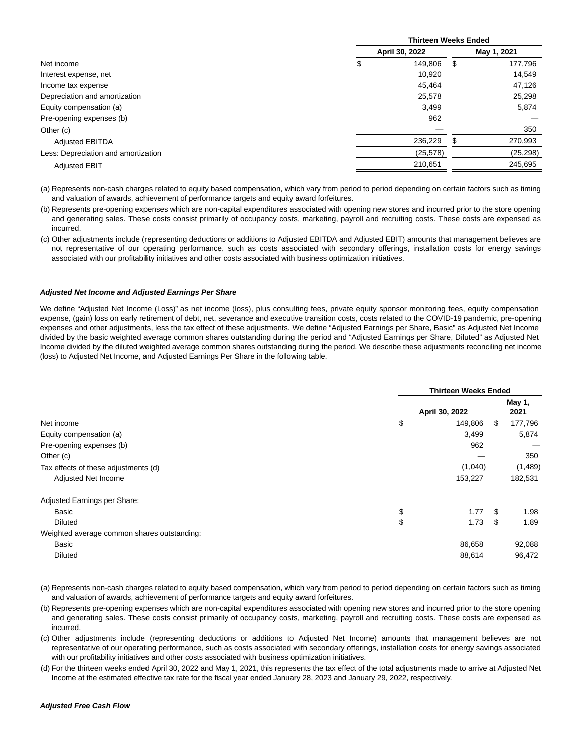| | Thirteen Weeks Ended | |
|---|---|---|
| | April 30, 2022 | May 1, 2021 |
| Net income | $ 149,806 | $ 177,796 |
| Interest expense, net | 10,920 | 14,549 |
| Income tax expense | 45,464 | 47,126 |
| Depreciation and amortization | 25,578 | 25,298 |
| Equity compensation (a) | 3,499 | 5,874 |
| Pre-opening expenses (b) | 962 | — |
| Other (c) | — | 350 |
| Adjusted EBITDA | 236,229 | $ 270,993 |
| Less: Depreciation and amortization | (25,578) | (25,298) |
| Adjusted EBIT | 210,651 | 245,695 |

(a) Represents non-cash charges related to equity based compensation, which vary from period to period depending on certain factors such as timing and valuation of awards, achievement of performance targets and equity award forfeitures.

(b) Represents pre-opening expenses which are non-capital expenditures associated with opening new stores and incurred prior to the store opening and generating sales. These costs consist primarily of occupancy costs, marketing, payroll and recruiting costs. These costs are expensed as incurred.

(c) Other adjustments include (representing deductions or additions to Adjusted EBITDA and Adjusted EBIT) amounts that management believes are not representative of our operating performance, such as costs associated with secondary offerings, installation costs for energy savings associated with our profitability initiatives and other costs associated with business optimization initiatives.

***Adjusted Net Income and Adjusted Earnings Per Share***

We define "Adjusted Net Income (Loss)" as net income (loss), plus consulting fees, private equity sponsor monitoring fees, equity compensation expense, (gain) loss on early retirement of debt, net, severance and executive transition costs, costs related to the COVID-19 pandemic, pre-opening expenses and other adjustments, less the tax effect of these adjustments. We define "Adjusted Earnings per Share, Basic" as Adjusted Net Income divided by the basic weighted average common shares outstanding during the period and "Adjusted Earnings per Share, Diluted" as Adjusted Net Income divided by the diluted weighted average common shares outstanding during the period. We describe these adjustments reconciling net income (loss) to Adjusted Net Income, and Adjusted Earnings Per Share in the following table.

| | Thirteen Weeks Ended | |
|---|---|---|
| | April 30, 2022 | May 1, 2021 |
| Net income | $ 149,806 | $ 177,796 |
| Equity compensation (a) | 3,499 | 5,874 |
| Pre-opening expenses (b) | 962 | — |
| Other (c) | — | 350 |
| Tax effects of these adjustments (d) | (1,040) | (1,489) |
| Adjusted Net Income | 153,227 | 182,531 |
| | | |
| Adjusted Earnings per Share: | | |
| Basic | $ 1.77 | $ 1.98 |
| Diluted | $ 1.73 | $ 1.89 |
| Weighted average common shares outstanding: | | |
| Basic | 86,658 | 92,088 |
| Diluted | 88,614 | 96,472 |

(a) Represents non-cash charges related to equity based compensation, which vary from period to period depending on certain factors such as timing and valuation of awards, achievement of performance targets and equity award forfeitures.

(b) Represents pre-opening expenses which are non-capital expenditures associated with opening new stores and incurred prior to the store opening and generating sales. These costs consist primarily of occupancy costs, marketing, payroll and recruiting costs. These costs are expensed as incurred.

(c) Other adjustments include (representing deductions or additions to Adjusted Net Income) amounts that management believes are not representative of our operating performance, such as costs associated with secondary offerings, installation costs for energy savings associated with our profitability initiatives and other costs associated with business optimization initiatives.

(d) For the thirteen weeks ended April 30, 2022 and May 1, 2021, this represents the tax effect of the total adjustments made to arrive at Adjusted Net Income at the estimated effective tax rate for the fiscal year ended January 28, 2023 and January 29, 2022, respectively.

***Adjusted Free Cash Flow***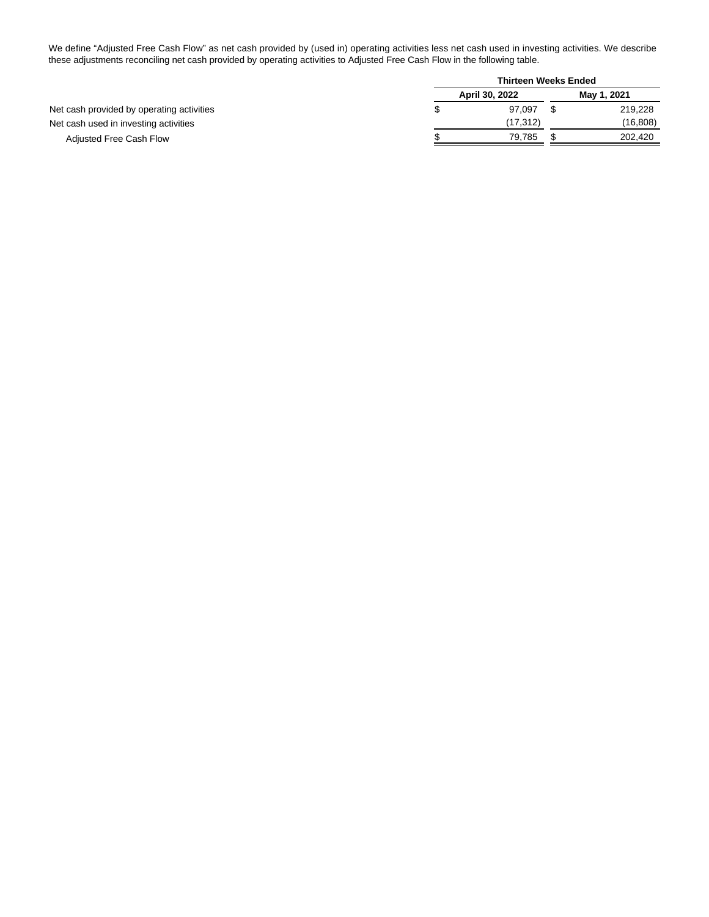We define "Adjusted Free Cash Flow" as net cash provided by (used in) operating activities less net cash used in investing activities. We describe these adjustments reconciling net cash provided by operating activities to Adjusted Free Cash Flow in the following table.

| | Thirteen Weeks Ended | |
| --- | --- | --- |
| | April 30, 2022 | May 1, 2021 |
| Net cash provided by operating activities | $ 97,097 | $ 219,228 |
| Net cash used in investing activities | (17,312) | (16,808) |
| Adjusted Free Cash Flow | $ 79,785 | $ 202,420 |